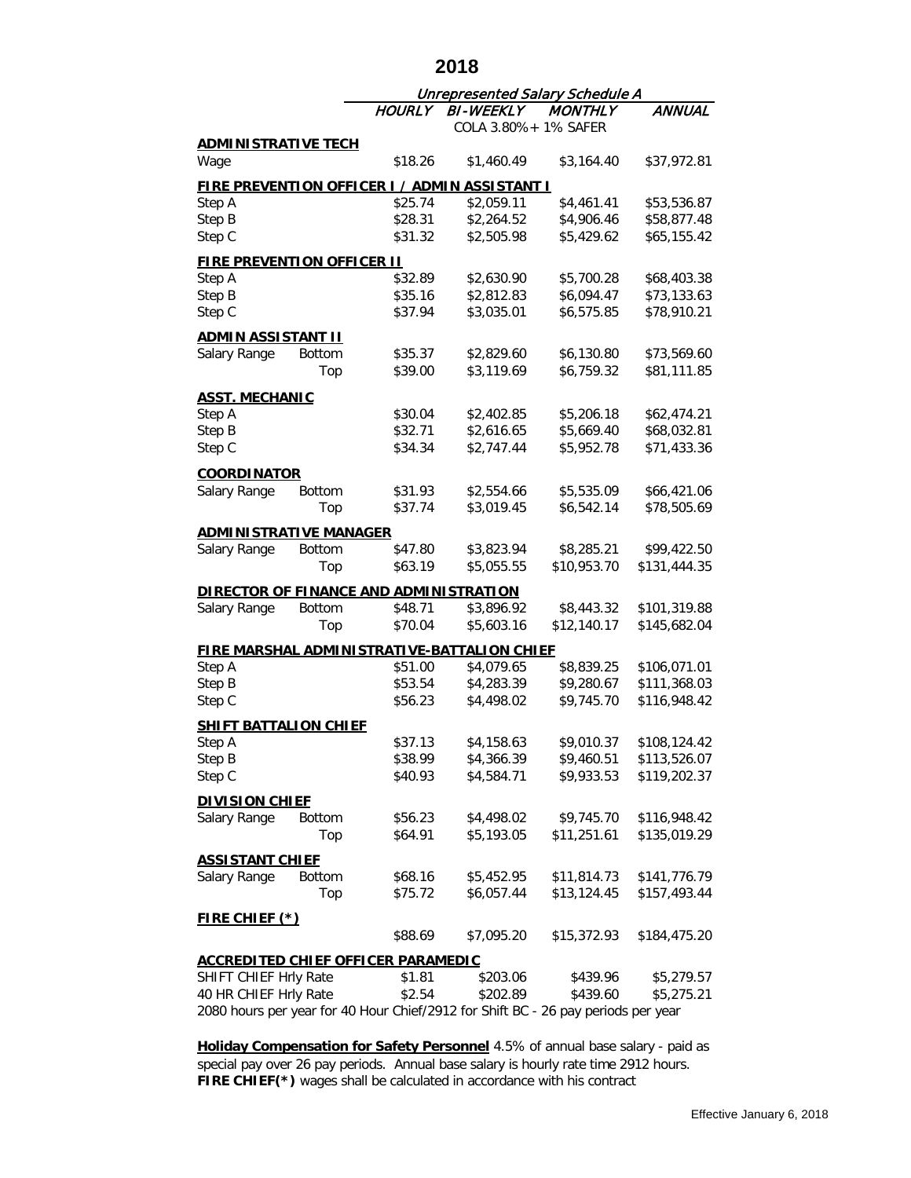# 2018

| | | Unrepresented Salary Schedule A | | | |
|---|---|---|---|---|---|
| | | *HOURLY* | *BI-WEEKLY* | *MONTHLY* | *ANNUAL* |
| | | | COLA 3.80% + 1% SAFER | | |
| **ADMINISTRATIVE TECH** | | | | | |
| Wage | | $18.26 | $1,460.49 | $3,164.40 | $37,972.81 |
| **FIRE PREVENTION OFFICER I / ADMIN ASSISTANT I** | | | | | |
| Step A | | $25.74 | $2,059.11 | $4,461.41 | $53,536.87 |
| Step B | | $28.31 | $2,264.52 | $4,906.46 | $58,877.48 |
| Step C | | $31.32 | $2,505.98 | $5,429.62 | $65,155.42 |
| **FIRE PREVENTION OFFICER II** | | | | | |
| Step A | | $32.89 | $2,630.90 | $5,700.28 | $68,403.38 |
| Step B | | $35.16 | $2,812.83 | $6,094.47 | $73,133.63 |
| Step C | | $37.94 | $3,035.01 | $6,575.85 | $78,910.21 |
| **ADMIN ASSISTANT II** | | | | | |
| Salary Range | Bottom | $35.37 | $2,829.60 | $6,130.80 | $73,569.60 |
| | Top | $39.00 | $3,119.69 | $6,759.32 | $81,111.85 |
| **ASST. MECHANIC** | | | | | |
| Step A | | $30.04 | $2,402.85 | $5,206.18 | $62,474.21 |
| Step B | | $32.71 | $2,616.65 | $5,669.40 | $68,032.81 |
| Step C | | $34.34 | $2,747.44 | $5,952.78 | $71,433.36 |
| **COORDINATOR** | | | | | |
| Salary Range | Bottom | $31.93 | $2,554.66 | $5,535.09 | $66,421.06 |
| | Top | $37.74 | $3,019.45 | $6,542.14 | $78,505.69 |
| **ADMINISTRATIVE MANAGER** | | | | | |
| Salary Range | Bottom | $47.80 | $3,823.94 | $8,285.21 | $99,422.50 |
| | Top | $63.19 | $5,055.55 | $10,953.70 | $131,444.35 |
| **DIRECTOR OF FINANCE AND ADMINISTRATION** | | | | | |
| Salary Range | Bottom | $48.71 | $3,896.92 | $8,443.32 | $101,319.88 |
| | Top | $70.04 | $5,603.16 | $12,140.17 | $145,682.04 |
| **FIRE MARSHAL ADMINISTRATIVE-BATTALION CHIEF** | | | | | |
| Step A | | $51.00 | $4,079.65 | $8,839.25 | $106,071.01 |
| Step B | | $53.54 | $4,283.39 | $9,280.67 | $111,368.03 |
| Step C | | $56.23 | $4,498.02 | $9,745.70 | $116,948.42 |
| **SHIFT BATTALION CHIEF** | | | | | |
| Step A | | $37.13 | $4,158.63 | $9,010.37 | $108,124.42 |
| Step B | | $38.99 | $4,366.39 | $9,460.51 | $113,526.07 |
| Step C | | $40.93 | $4,584.71 | $9,933.53 | $119,202.37 |
| **DIVISION CHIEF** | | | | | |
| Salary Range | Bottom | $56.23 | $4,498.02 | $9,745.70 | $116,948.42 |
| | Top | $64.91 | $5,193.05 | $11,251.61 | $135,019.29 |
| **ASSISTANT CHIEF** | | | | | |
| Salary Range | Bottom | $68.16 | $5,452.95 | $11,814.73 | $141,776.79 |
| | Top | $75.72 | $6,057.44 | $13,124.45 | $157,493.44 |
| **FIRE CHIEF (*)** | | | | | |
| | | $88.69 | $7,095.20 | $15,372.93 | $184,475.20 |
| **ACCREDITED CHIEF OFFICER PARAMEDIC** | | | | | |
| SHIFT CHIEF Hrly Rate | | $1.81 | $203.06 | $439.96 | $5,279.57 |
| 40 HR CHIEF Hrly Rate | | $2.54 | $202.89 | $439.60 | $5,275.21 |

2080 hours per year for 40 Hour Chief/2912 for Shift BC - 26 pay periods per year

**Holiday Compensation for Safety Personnel** 4.5% of annual base salary - paid as special pay over 26 pay periods. Annual base salary is hourly rate time 2912 hours.
**FIRE CHIEF(*)** wages shall be calculated in accordance with his contract

Effective January 6, 2018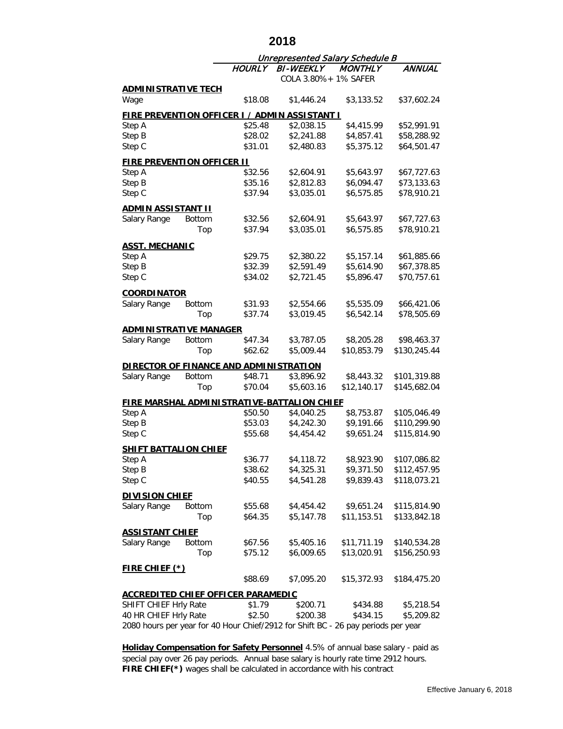# 2018

| | | Unrepresented Salary Schedule B | | | |
|---|---|---|---|---|---|
| | | *HOURLY* | *BI-WEEKLY* | *MONTHLY* | *ANNUAL* |
| | | | COLA 3.80% + 1% SAFER | | |
| **ADMINISTRATIVE TECH** | | | | | |
| Wage | | $18.08 | $1,446.24 | $3,133.52 | $37,602.24 |
| **FIRE PREVENTION OFFICER I / ADMIN ASSISTANT I** | | | | | |
| Step A | | $25.48 | $2,038.15 | $4,415.99 | $52,991.91 |
| Step B | | $28.02 | $2,241.88 | $4,857.41 | $58,288.92 |
| Step C | | $31.01 | $2,480.83 | $5,375.12 | $64,501.47 |
| **FIRE PREVENTION OFFICER II** | | | | | |
| Step A | | $32.56 | $2,604.91 | $5,643.97 | $67,727.63 |
| Step B | | $35.16 | $2,812.83 | $6,094.47 | $73,133.63 |
| Step C | | $37.94 | $3,035.01 | $6,575.85 | $78,910.21 |
| **ADMIN ASSISTANT II** | | | | | |
| Salary Range | Bottom | $32.56 | $2,604.91 | $5,643.97 | $67,727.63 |
| | Top | $37.94 | $3,035.01 | $6,575.85 | $78,910.21 |
| **ASST. MECHANIC** | | | | | |
| Step A | | $29.75 | $2,380.22 | $5,157.14 | $61,885.66 |
| Step B | | $32.39 | $2,591.49 | $5,614.90 | $67,378.85 |
| Step C | | $34.02 | $2,721.45 | $5,896.47 | $70,757.61 |
| **COORDINATOR** | | | | | |
| Salary Range | Bottom | $31.93 | $2,554.66 | $5,535.09 | $66,421.06 |
| | Top | $37.74 | $3,019.45 | $6,542.14 | $78,505.69 |
| **ADMINISTRATIVE MANAGER** | | | | | |
| Salary Range | Bottom | $47.34 | $3,787.05 | $8,205.28 | $98,463.37 |
| | Top | $62.62 | $5,009.44 | $10,853.79 | $130,245.44 |
| **DIRECTOR OF FINANCE AND ADMINISTRATION** | | | | | |
| Salary Range | Bottom | $48.71 | $3,896.92 | $8,443.32 | $101,319.88 |
| | Top | $70.04 | $5,603.16 | $12,140.17 | $145,682.04 |
| **FIRE MARSHAL ADMINISTRATIVE-BATTALION CHIEF** | | | | | |
| Step A | | $50.50 | $4,040.25 | $8,753.87 | $105,046.49 |
| Step B | | $53.03 | $4,242.30 | $9,191.66 | $110,299.90 |
| Step C | | $55.68 | $4,454.42 | $9,651.24 | $115,814.90 |
| **SHIFT BATTALION CHIEF** | | | | | |
| Step A | | $36.77 | $4,118.72 | $8,923.90 | $107,086.82 |
| Step B | | $38.62 | $4,325.31 | $9,371.50 | $112,457.95 |
| Step C | | $40.55 | $4,541.28 | $9,839.43 | $118,073.21 |
| **DIVISION CHIEF** | | | | | |
| Salary Range | Bottom | $55.68 | $4,454.42 | $9,651.24 | $115,814.90 |
| | Top | $64.35 | $5,147.78 | $11,153.51 | $133,842.18 |
| **ASSISTANT CHIEF** | | | | | |
| Salary Range | Bottom | $67.56 | $5,405.16 | $11,711.19 | $140,534.28 |
| | Top | $75.12 | $6,009.65 | $13,020.91 | $156,250.93 |
| **FIRE CHIEF (*)** | | | | | |
| | | $88.69 | $7,095.20 | $15,372.93 | $184,475.20 |
| **ACCREDITED CHIEF OFFICER PARAMEDIC** | | | | | |
| SHIFT CHIEF Hrly Rate | | $1.79 | $200.71 | $434.88 | $5,218.54 |
| 40 HR CHIEF Hrly Rate | | $2.50 | $200.38 | $434.15 | $5,209.82 |

2080 hours per year for 40 Hour Chief/2912 for Shift BC - 26 pay periods per year

**Holiday Compensation for Safety Personnel** 4.5% of annual base salary - paid as special pay over 26 pay periods. Annual base salary is hourly rate time 2912 hours.
**FIRE CHIEF(*)** wages shall be calculated in accordance with his contract

Effective January 6, 2018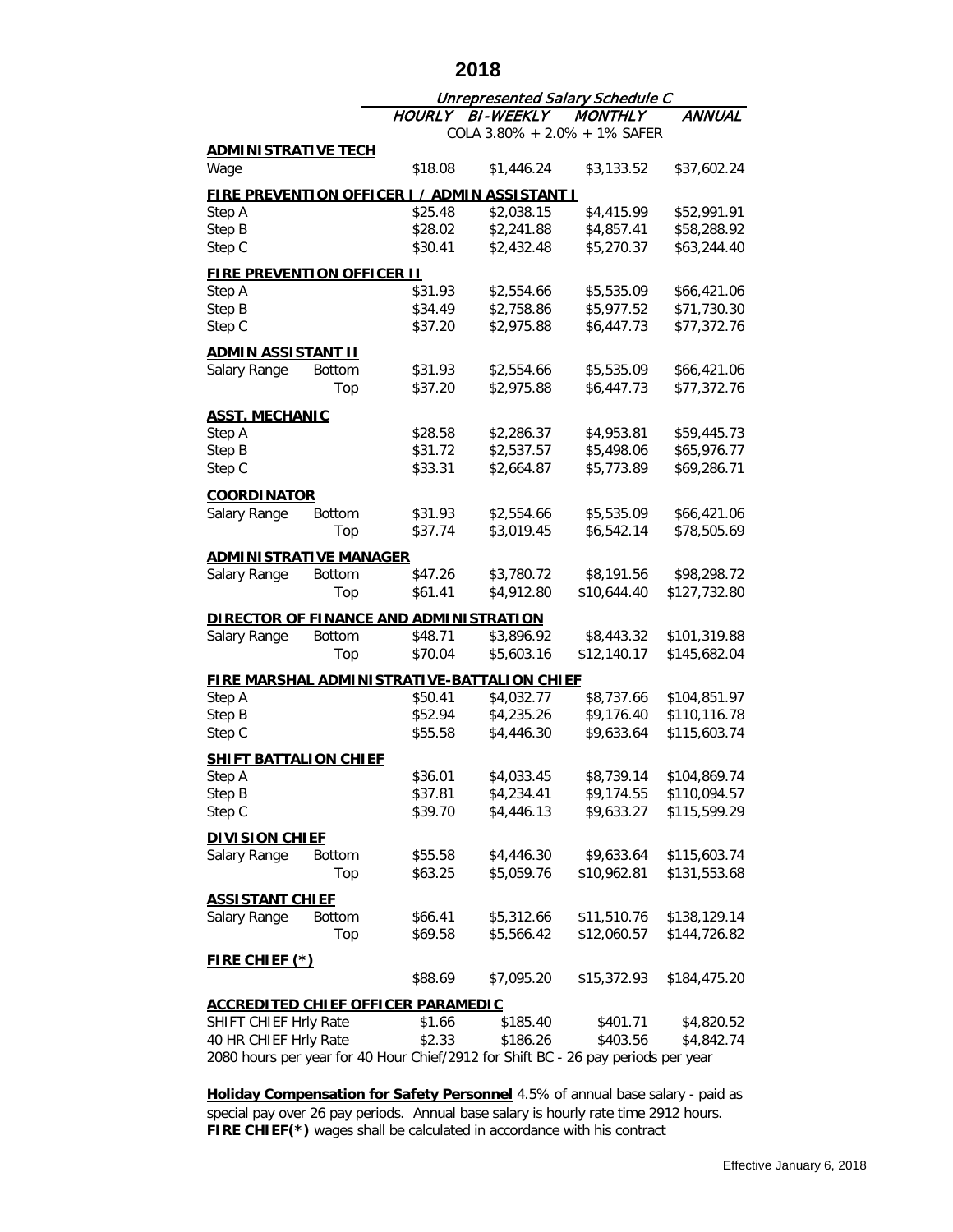# 2018

| | | Unrepresented Salary Schedule C | | | |
|---|---|---|---|---|---|
| | | *HOURLY* | *BI-WEEKLY* | *MONTHLY* | *ANNUAL* |
| | | COLA 3.80% + 2.0% + 1% SAFER | | | |
| **ADMINISTRATIVE TECH** | | | | | |
| Wage | | \$18.08 | \$1,446.24 | \$3,133.52 | \$37,602.24 |
| **FIRE PREVENTION OFFICER I / ADMIN ASSISTANT I** | | | | | |
| Step A | | \$25.48 | \$2,038.15 | \$4,415.99 | \$52,991.91 |
| Step B | | \$28.02 | \$2,241.88 | \$4,857.41 | \$58,288.92 |
| Step C | | \$30.41 | \$2,432.48 | \$5,270.37 | \$63,244.40 |
| **FIRE PREVENTION OFFICER II** | | | | | |
| Step A | | \$31.93 | \$2,554.66 | \$5,535.09 | \$66,421.06 |
| Step B | | \$34.49 | \$2,758.86 | \$5,977.52 | \$71,730.30 |
| Step C | | \$37.20 | \$2,975.88 | \$6,447.73 | \$77,372.76 |
| **ADMIN ASSISTANT II** | | | | | |
| Salary Range | Bottom | \$31.93 | \$2,554.66 | \$5,535.09 | \$66,421.06 |
| | Top | \$37.20 | \$2,975.88 | \$6,447.73 | \$77,372.76 |
| **ASST. MECHANIC** | | | | | |
| Step A | | \$28.58 | \$2,286.37 | \$4,953.81 | \$59,445.73 |
| Step B | | \$31.72 | \$2,537.57 | \$5,498.06 | \$65,976.77 |
| Step C | | \$33.31 | \$2,664.87 | \$5,773.89 | \$69,286.71 |
| **COORDINATOR** | | | | | |
| Salary Range | Bottom | \$31.93 | \$2,554.66 | \$5,535.09 | \$66,421.06 |
| | Top | \$37.74 | \$3,019.45 | \$6,542.14 | \$78,505.69 |
| **ADMINISTRATIVE MANAGER** | | | | | |
| Salary Range | Bottom | \$47.26 | \$3,780.72 | \$8,191.56 | \$98,298.72 |
| | Top | \$61.41 | \$4,912.80 | \$10,644.40 | \$127,732.80 |
| **DIRECTOR OF FINANCE AND ADMINISTRATION** | | | | | |
| Salary Range | Bottom | \$48.71 | \$3,896.92 | \$8,443.32 | \$101,319.88 |
| | Top | \$70.04 | \$5,603.16 | \$12,140.17 | \$145,682.04 |
| **FIRE MARSHAL ADMINISTRATIVE-BATTALION CHIEF** | | | | | |
| Step A | | \$50.41 | \$4,032.77 | \$8,737.66 | \$104,851.97 |
| Step B | | \$52.94 | \$4,235.26 | \$9,176.40 | \$110,116.78 |
| Step C | | \$55.58 | \$4,446.30 | \$9,633.64 | \$115,603.74 |
| **SHIFT BATTALION CHIEF** | | | | | |
| Step A | | \$36.01 | \$4,033.45 | \$8,739.14 | \$104,869.74 |
| Step B | | \$37.81 | \$4,234.41 | \$9,174.55 | \$110,094.57 |
| Step C | | \$39.70 | \$4,446.13 | \$9,633.27 | \$115,599.29 |
| **DIVISION CHIEF** | | | | | |
| Salary Range | Bottom | \$55.58 | \$4,446.30 | \$9,633.64 | \$115,603.74 |
| | Top | \$63.25 | \$5,059.76 | \$10,962.81 | \$131,553.68 |
| **ASSISTANT CHIEF** | | | | | |
| Salary Range | Bottom | \$66.41 | \$5,312.66 | \$11,510.76 | \$138,129.14 |
| | Top | \$69.58 | \$5,566.42 | \$12,060.57 | \$144,726.82 |
| **FIRE CHIEF (*)** | | | | | |
| | | \$88.69 | \$7,095.20 | \$15,372.93 | \$184,475.20 |
| **ACCREDITED CHIEF OFFICER PARAMEDIC** | | | | | |
| SHIFT CHIEF Hrly Rate | | \$1.66 | \$185.40 | \$401.71 | \$4,820.52 |
| 40 HR CHIEF Hrly Rate | | \$2.33 | \$186.26 | \$403.56 | \$4,842.74 |

2080 hours per year for 40 Hour Chief/2912 for Shift BC - 26 pay periods per year

**Holiday Compensation for Safety Personnel** 4.5% of annual base salary - paid as special pay over 26 pay periods. Annual base salary is hourly rate time 2912 hours.
**FIRE CHIEF(*)** wages shall be calculated in accordance with his contract

Effective January 6, 2018